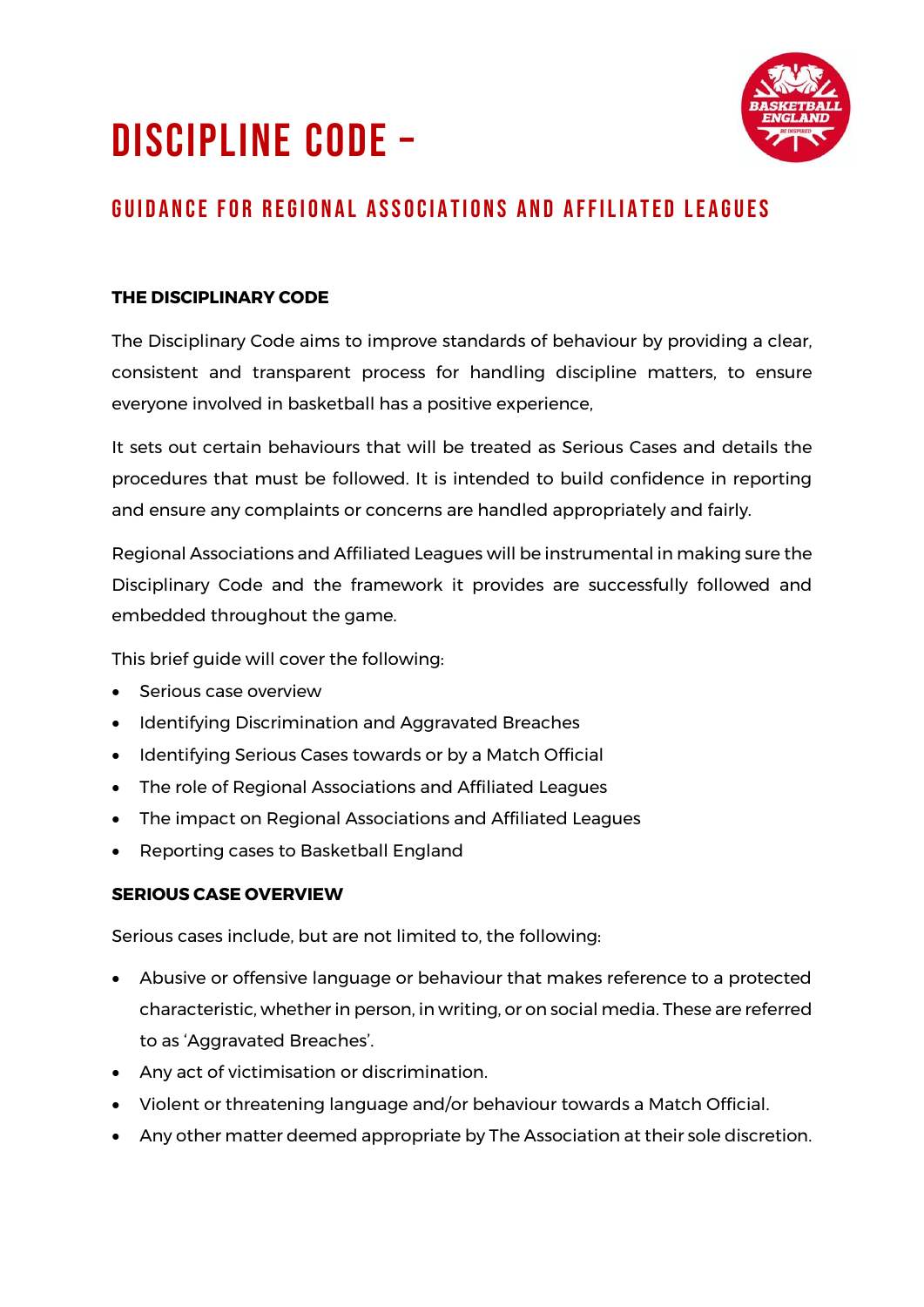# DISCIPLINE CODE –

## GUIDANCE FOR REGIONAL ASSOCIATIONS AND AFFILIATED LEAGUES

**THE DISCIPLINARY CODE**

The Disciplinary Code aims to improve standards of behaviour by providing a clear, consistent and transparent process for handling discipline matters, to ensure everyone involved in basketball has a positive experience,

It sets out certain behaviours that will be treated as Serious Cases and details the procedures that must be followed. It is intended to build confidence in reporting and ensure any complaints or concerns are handled appropriately and fairly.

Regional Associations and Affiliated Leagues will be instrumental in making sure the Disciplinary Code and the framework it provides are successfully followed and embedded throughout the game.

This brief guide will cover the following:

- Serious case overview
- Identifying Discrimination and Aggravated Breaches
- Identifying Serious Cases towards or by a Match Official
- The role of Regional Associations and Affiliated Leagues
- The impact on Regional Associations and Affiliated Leagues
- Reporting cases to Basketball England

**SERIOUS CASE OVERVIEW**

Serious cases include, but are not limited to, the following:

- Abusive or offensive language or behaviour that makes reference to a protected characteristic, whether in person, in writing, or on social media. These are referred to as 'Aggravated Breaches'.
- Any act of victimisation or discrimination.
- Violent or threatening language and/or behaviour towards a Match Official.
- Any other matter deemed appropriate by The Association at their sole discretion.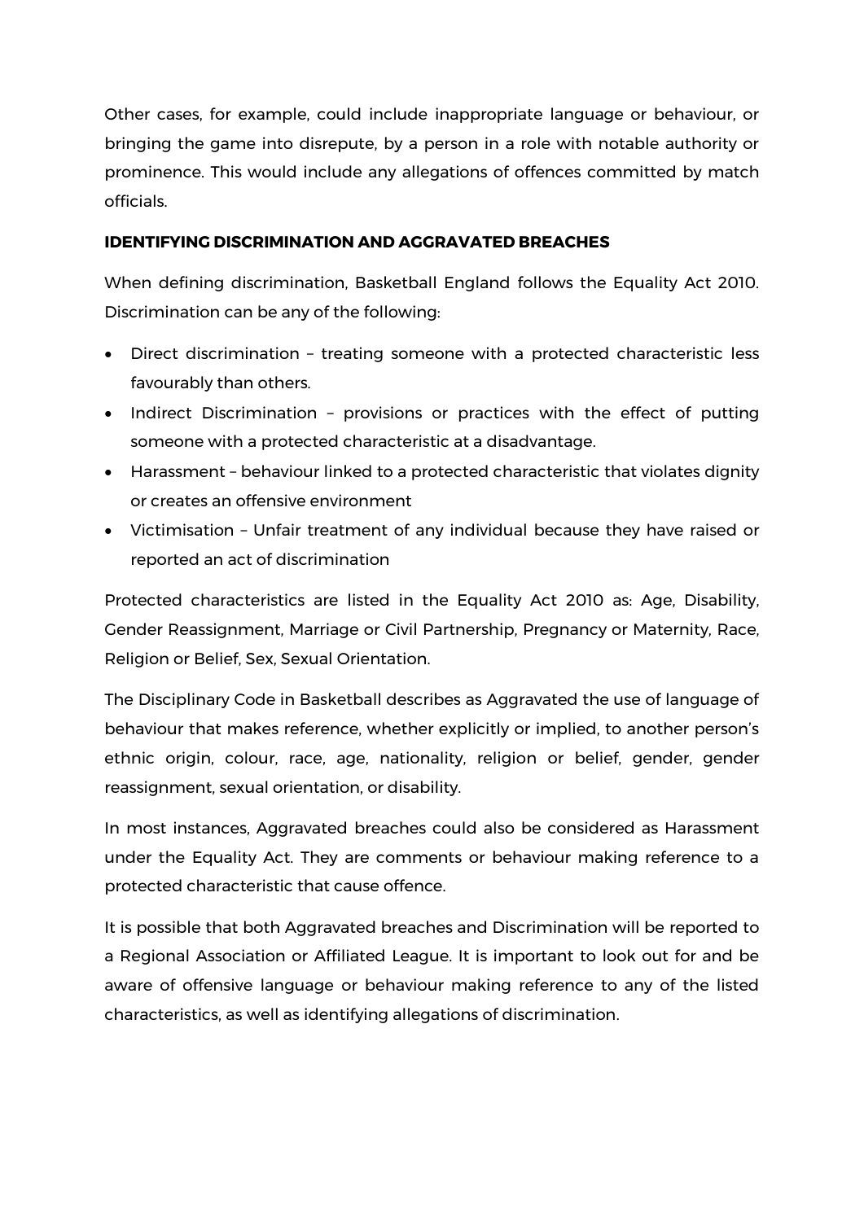Other cases, for example, could include inappropriate language or behaviour, or bringing the game into disrepute, by a person in a role with notable authority or prominence. This would include any allegations of offences committed by match officials.

**IDENTIFYING DISCRIMINATION AND AGGRAVATED BREACHES**

When defining discrimination, Basketball England follows the Equality Act 2010. Discrimination can be any of the following:

- Direct discrimination – treating someone with a protected characteristic less favourably than others.
- Indirect Discrimination – provisions or practices with the effect of putting someone with a protected characteristic at a disadvantage.
- Harassment – behaviour linked to a protected characteristic that violates dignity or creates an offensive environment
- Victimisation – Unfair treatment of any individual because they have raised or reported an act of discrimination

Protected characteristics are listed in the Equality Act 2010 as: Age, Disability, Gender Reassignment, Marriage or Civil Partnership, Pregnancy or Maternity, Race, Religion or Belief, Sex, Sexual Orientation.

The Disciplinary Code in Basketball describes as Aggravated the use of language of behaviour that makes reference, whether explicitly or implied, to another person's ethnic origin, colour, race, age, nationality, religion or belief, gender, gender reassignment, sexual orientation, or disability.

In most instances, Aggravated breaches could also be considered as Harassment under the Equality Act. They are comments or behaviour making reference to a protected characteristic that cause offence.

It is possible that both Aggravated breaches and Discrimination will be reported to a Regional Association or Affiliated League. It is important to look out for and be aware of offensive language or behaviour making reference to any of the listed characteristics, as well as identifying allegations of discrimination.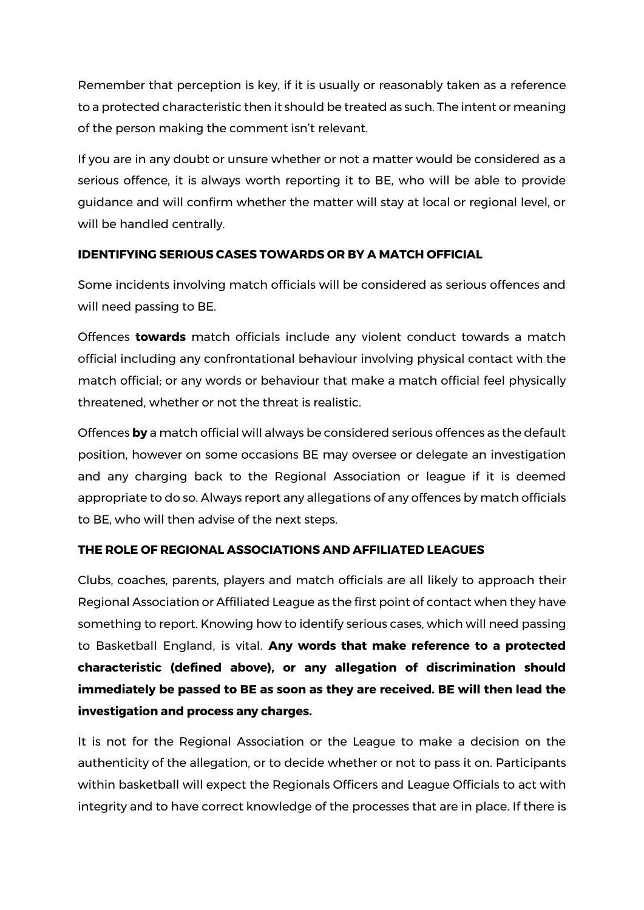Remember that perception is key, if it is usually or reasonably taken as a reference to a protected characteristic then it should be treated as such. The intent or meaning of the person making the comment isn't relevant.

If you are in any doubt or unsure whether or not a matter would be considered as a serious offence, it is always worth reporting it to BE, who will be able to provide guidance and will confirm whether the matter will stay at local or regional level, or will be handled centrally.

## IDENTIFYING SERIOUS CASES TOWARDS OR BY A MATCH OFFICIAL

Some incidents involving match officials will be considered as serious offences and will need passing to BE.

Offences **towards** match officials include any violent conduct towards a match official including any confrontational behaviour involving physical contact with the match official; or any words or behaviour that make a match official feel physically threatened, whether or not the threat is realistic.

Offences **by** a match official will always be considered serious offences as the default position, however on some occasions BE may oversee or delegate an investigation and any charging back to the Regional Association or league if it is deemed appropriate to do so. Always report any allegations of any offences by match officials to BE, who will then advise of the next steps.

## THE ROLE OF REGIONAL ASSOCIATIONS AND AFFILIATED LEAGUES

Clubs, coaches, parents, players and match officials are all likely to approach their Regional Association or Affiliated League as the first point of contact when they have something to report. Knowing how to identify serious cases, which will need passing to Basketball England, is vital. **Any words that make reference to a protected characteristic (defined above), or any allegation of discrimination should immediately be passed to BE as soon as they are received. BE will then lead the investigation and process any charges.**

It is not for the Regional Association or the League to make a decision on the authenticity of the allegation, or to decide whether or not to pass it on. Participants within basketball will expect the Regionals Officers and League Officials to act with integrity and to have correct knowledge of the processes that are in place. If there is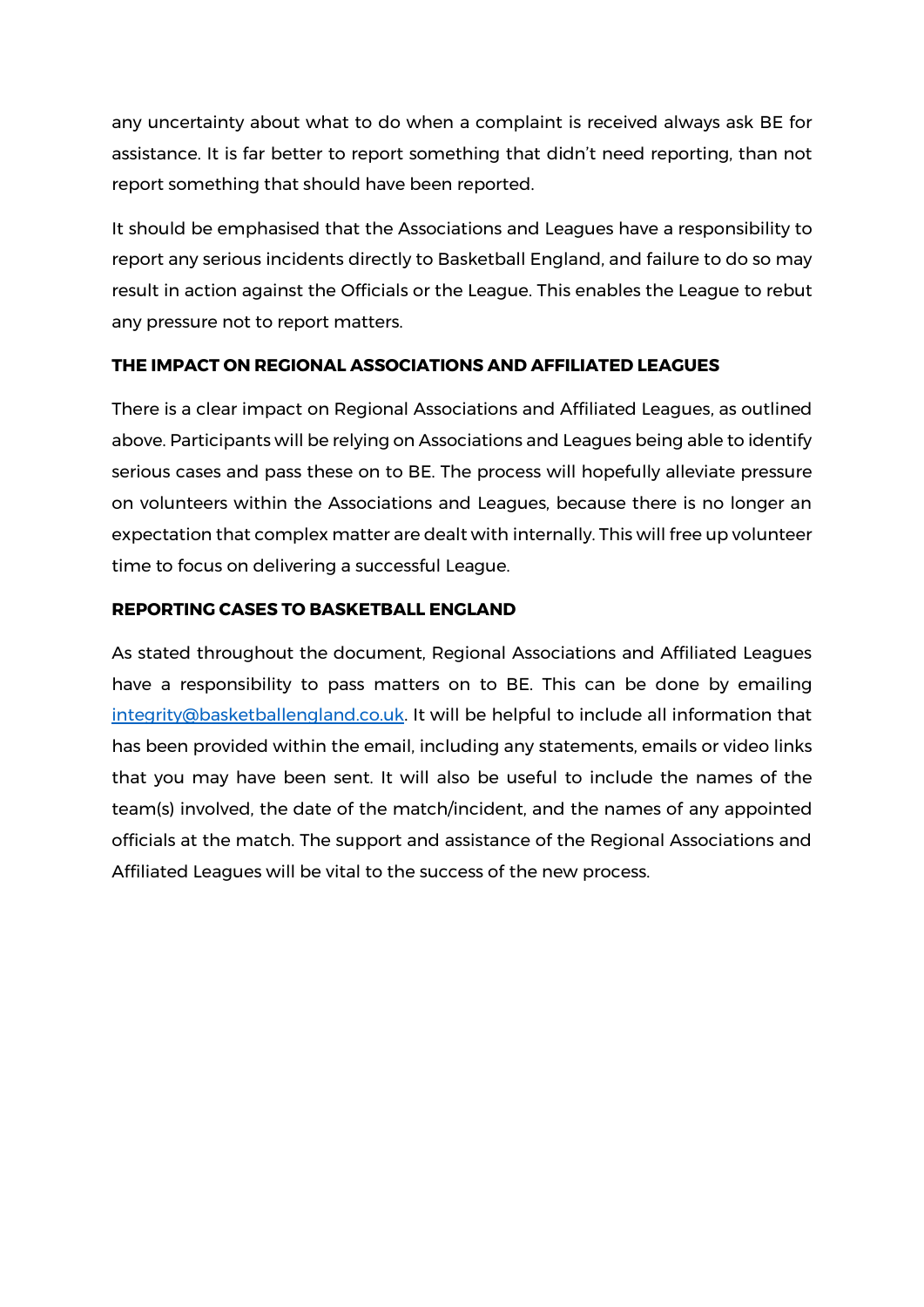any uncertainty about what to do when a complaint is received always ask BE for assistance. It is far better to report something that didn't need reporting, than not report something that should have been reported.

It should be emphasised that the Associations and Leagues have a responsibility to report any serious incidents directly to Basketball England, and failure to do so may result in action against the Officials or the League. This enables the League to rebut any pressure not to report matters.

**THE IMPACT ON REGIONAL ASSOCIATIONS AND AFFILIATED LEAGUES**

There is a clear impact on Regional Associations and Affiliated Leagues, as outlined above. Participants will be relying on Associations and Leagues being able to identify serious cases and pass these on to BE. The process will hopefully alleviate pressure on volunteers within the Associations and Leagues, because there is no longer an expectation that complex matter are dealt with internally. This will free up volunteer time to focus on delivering a successful League.

**REPORTING CASES TO BASKETBALL ENGLAND**

As stated throughout the document, Regional Associations and Affiliated Leagues have a responsibility to pass matters on to BE. This can be done by emailing [integrity@basketballengland.co.uk](mailto:integrity@basketballengland.co.uk). It will be helpful to include all information that has been provided within the email, including any statements, emails or video links that you may have been sent. It will also be useful to include the names of the team(s) involved, the date of the match/incident, and the names of any appointed officials at the match. The support and assistance of the Regional Associations and Affiliated Leagues will be vital to the success of the new process.